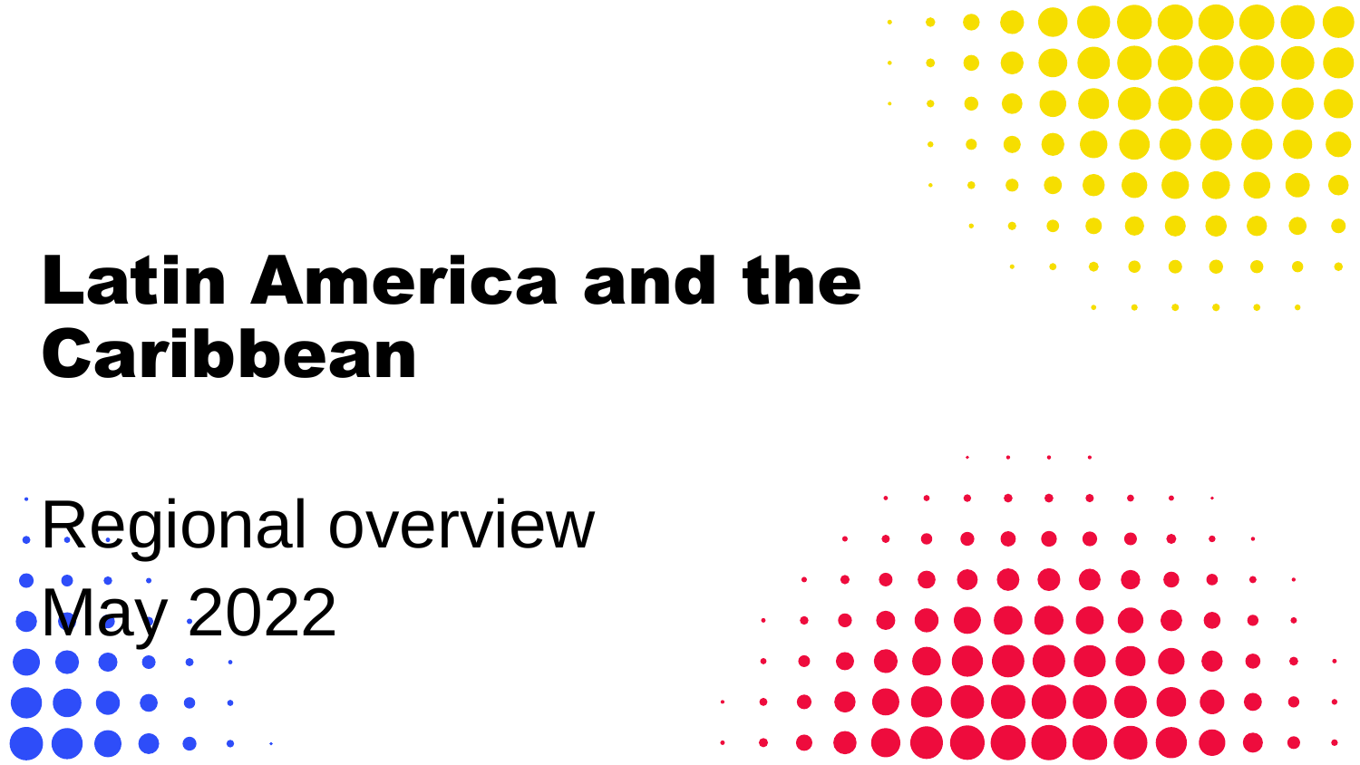# Latin America and the Caribbean

Regional overview

May 2022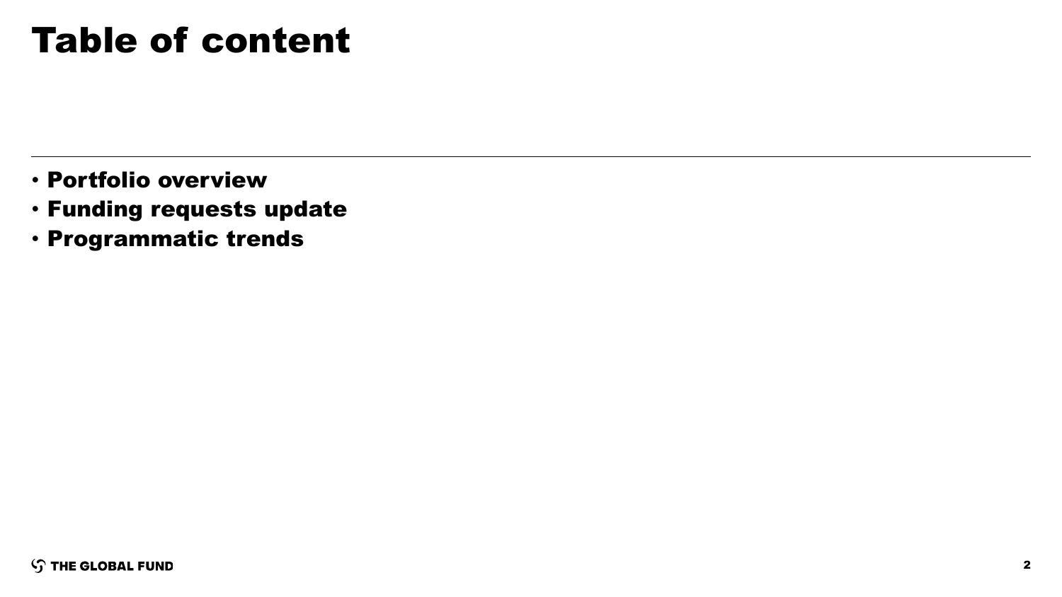# Table of content

- **Portfolio overview**
- **Funding requests update**
- **Programmatic trends**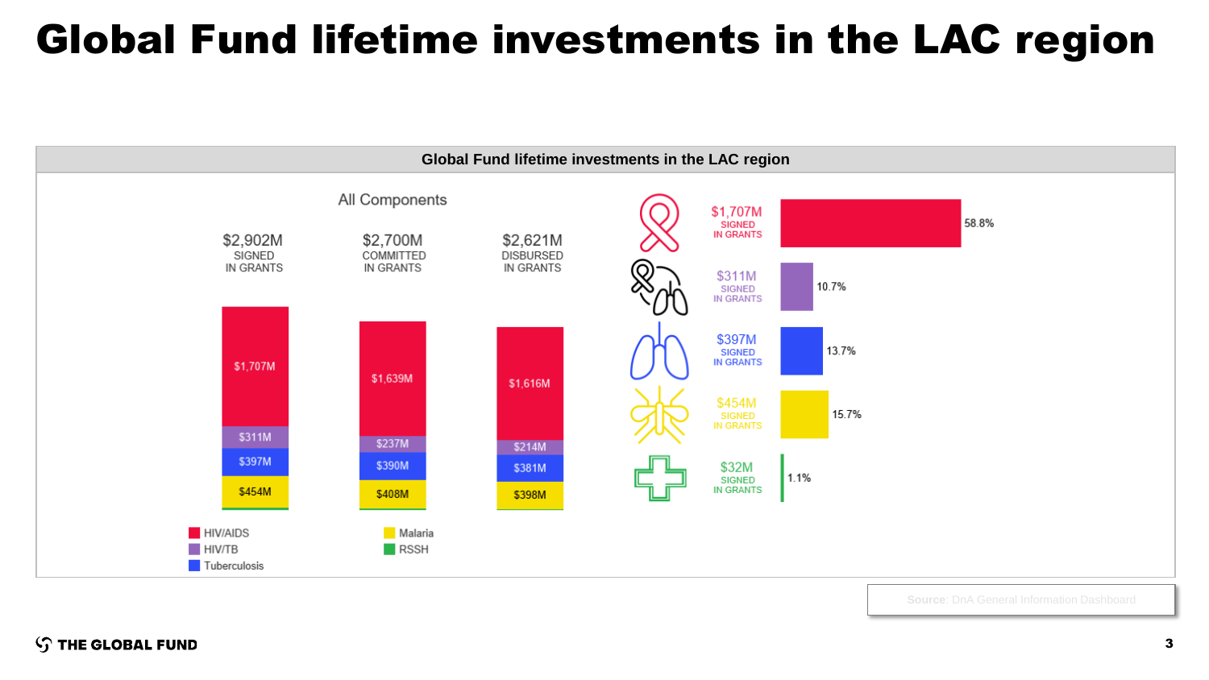# Global Fund lifetime investments in the LAC region

**Global Fund lifetime investments in the LAC region**

All Components

| Component | $2,902M SIGNED IN GRANTS | $2,700M COMMITTED IN GRANTS | $2,621M DISBURSED IN GRANTS |
|---|---|---|---|
| HIV/AIDS | $1,707M | $1,639M | $1,616M |
| HIV/TB | $311M | $237M | $214M |
| Tuberculosis | $397M | $390M | $381M |
| Malaria | $454M | $408M | $398M |
| RSSH | | | |

| Component | Signed in grants | Share |
|---|---|---|
| HIV/AIDS | $1,707M SIGNED IN GRANTS | 58.8% |
| HIV/TB | $311M SIGNED IN GRANTS | 10.7% |
| Tuberculosis | $397M SIGNED IN GRANTS | 13.7% |
| Malaria | $454M SIGNED IN GRANTS | 15.7% |
| RSSH | $32M SIGNED IN GRANTS | 1.1% |

Source: DnA General Information Dashboard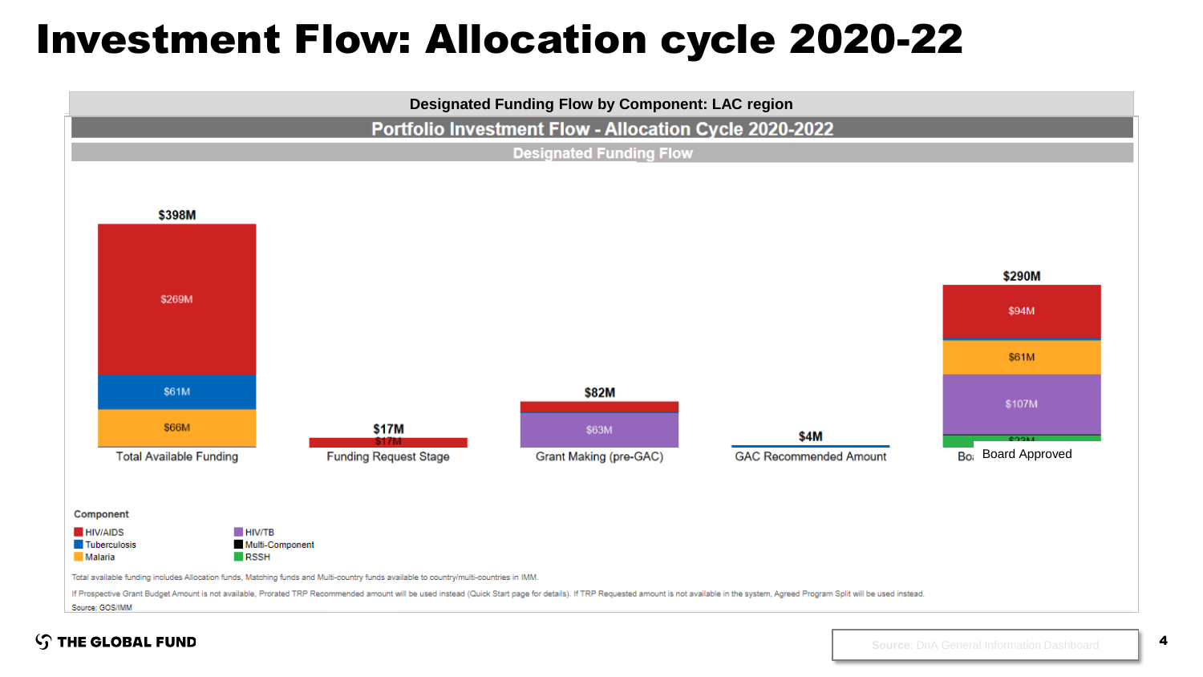# Investment Flow: Allocation cycle 2020-22

**Designated Funding Flow by Component: LAC region**

## Portfolio Investment Flow - Allocation Cycle 2020-2022

### Designated Funding Flow

| Stage | Total | HIV/AIDS | Tuberculosis | Malaria | HIV/TB | Multi-Component | RSSH |
|---|---|---|---|---|---|---|---|
| Total Available Funding | $398M | $269M | $61M | $66M | | | |
| Funding Request Stage | $17M | $17M | | | | | |
| Grant Making (pre-GAC) | $82M | | | | $63M | | |
| GAC Recommended Amount | $4M | | | | | | |
| Board Approved | $290M | $94M | | $61M | $107M | | $23M |

**Component**

- HIV/AIDS
- Tuberculosis
- Malaria
- HIV/TB
- Multi-Component
- RSSH

Total available funding includes Allocation funds, Matching funds and Multi-country funds available to country/multi-countries in IMM.

If Prospective Grant Budget Amount is not available, Prorated TRP Recommended amount will be used instead (Quick Start page for details). If TRP Requested amount is not available in the system, Agreed Program Split will be used instead.

Source: GOS/IMM

Source: DnA General Information Dashboard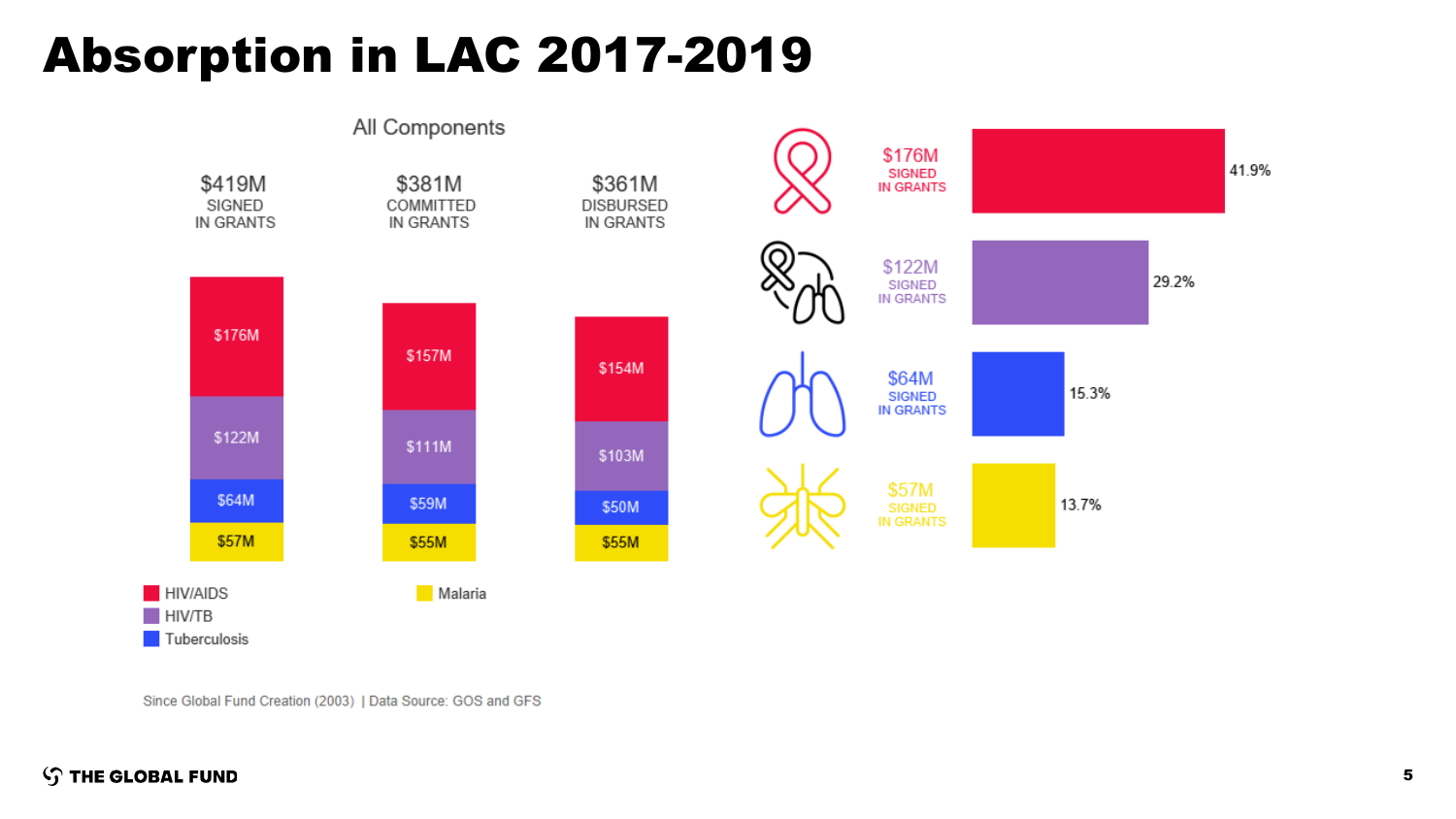# Absorption in LAC 2017-2019

## All Components

| | $419M SIGNED IN GRANTS | $381M COMMITTED IN GRANTS | $361M DISBURSED IN GRANTS |
|---|---|---|---|
| HIV/AIDS | $176M | $157M | $154M |
| HIV/TB | $122M | $111M | $103M |
| Tuberculosis | $64M | $59M | $50M |
| Malaria | $57M | $55M | $55M |

| Component | Signed in Grants | Share |
|---|---|---|
| HIV/AIDS | $176M | 41.9% |
| HIV/TB | $122M | 29.2% |
| Tuberculosis | $64M | 15.3% |
| Malaria | $57M | 13.7% |

Since Global Fund Creation (2003) | Data Source: GOS and GFS

THE GLOBAL FUND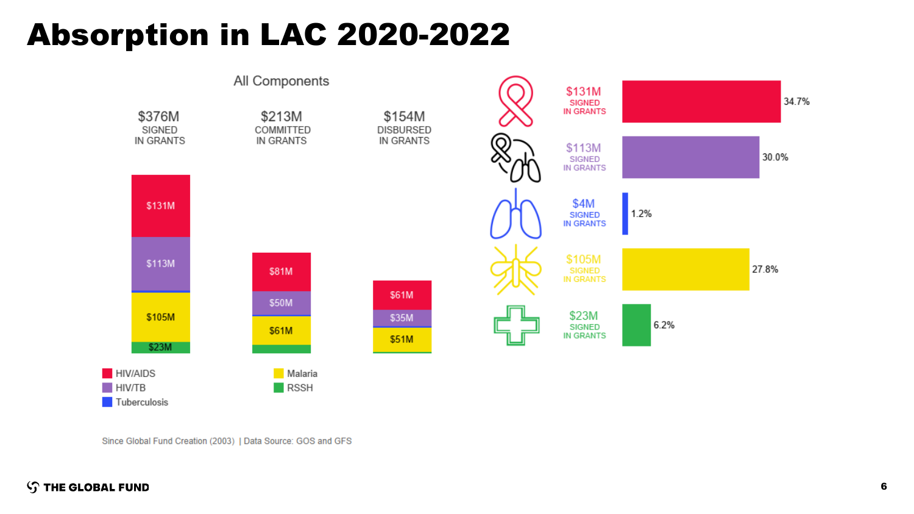# Absorption in LAC 2020-2022

## All Components

| | Signed in grants | Committed in grants | Disbursed in grants |
|---|---|---|---|
| Total | $376M | $213M | $154M |
| HIV/AIDS | $131M | $81M | $61M |
| HIV/TB | $113M | $50M | $35M |
| Tuberculosis | | | |
| Malaria | $105M | $61M | $51M |
| RSSH | $23M | | |

- HIV/AIDS
- HIV/TB
- Tuberculosis
- Malaria
- RSSH

| Component | Signed in grants | Share |
|---|---|---|
| HIV/AIDS | $131M | 34.7% |
| HIV/TB | $113M | 30.0% |
| Tuberculosis | $4M | 1.2% |
| Malaria | $105M | 27.8% |
| RSSH | $23M | 6.2% |

Since Global Fund Creation (2003) | Data Source: GOS and GFS

THE GLOBAL FUND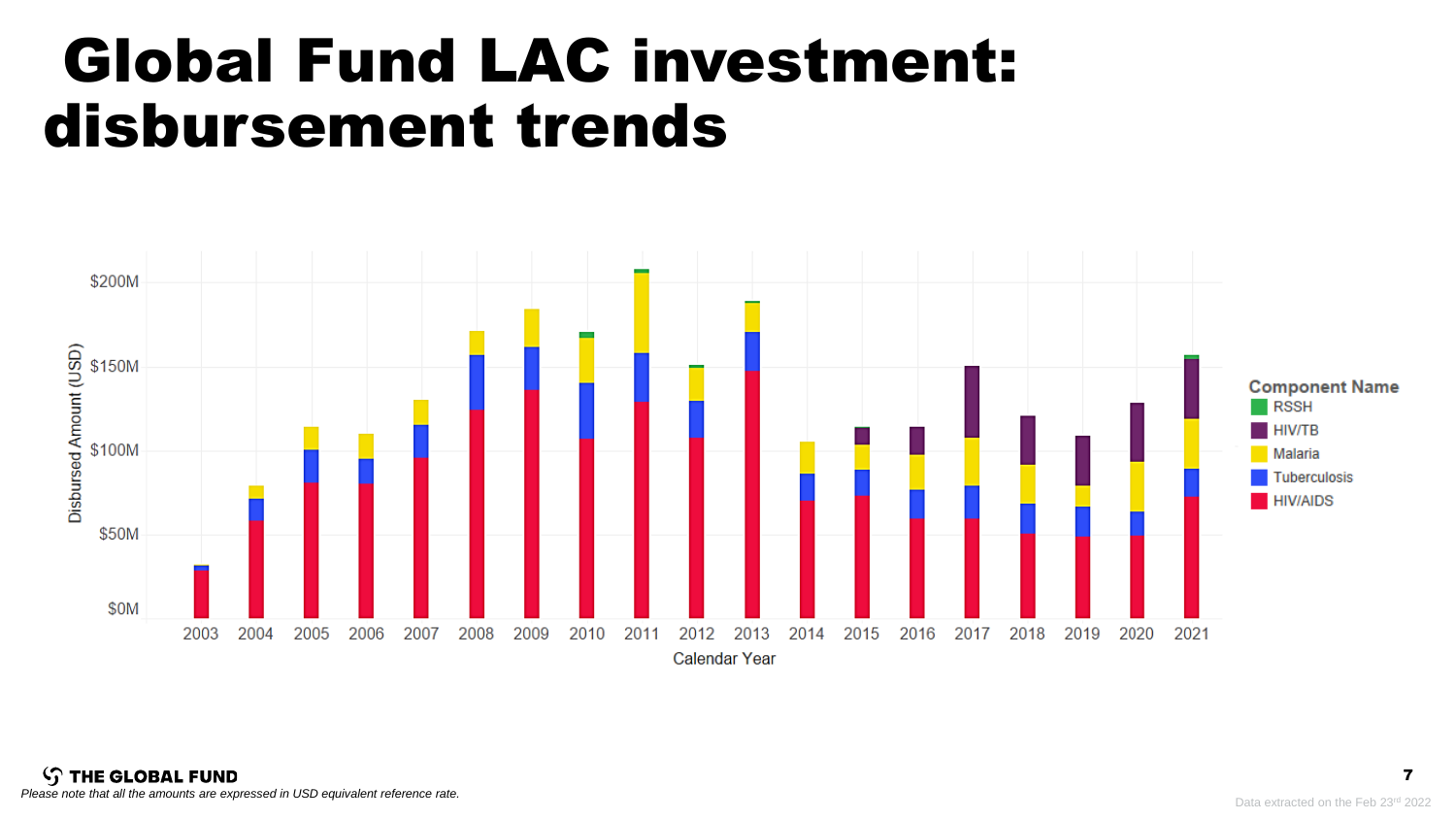# Global Fund LAC investment: disbursement trends

*Please note that all the amounts are expressed in USD equivalent reference rate.*

Data extracted on the Feb 23rd 2022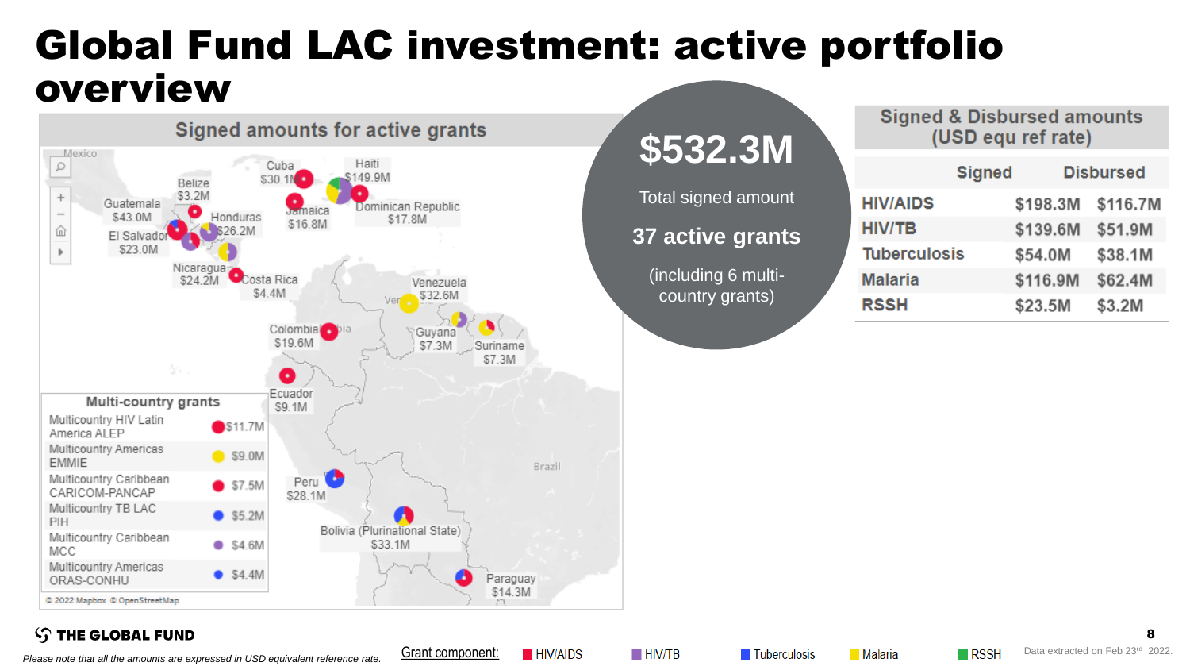# Global Fund LAC investment: active portfolio overview

## Signed amounts for active grants

| Country | Signed amount |
|---|---|
| Belize | $3.2M |
| Cuba | $30.1M |
| Haiti | $149.9M |
| Guatemala | $43.0M |
| Jamaica | $16.8M |
| Dominican Republic | $17.8M |
| Honduras | $26.2M |
| El Salvador | $23.0M |
| Nicaragua | $24.2M |
| Costa Rica | $4.4M |
| Venezuela | $32.6M |
| Colombia | $19.6M |
| Guyana | $7.3M |
| Suriname | $7.3M |
| Ecuador | $9.1M |
| Peru | $28.1M |
| Bolivia (Plurinational State) | $33.1M |
| Paraguay | $14.3M |

### Multi-country grants

| Grant | Amount |
|---|---|
| Multicountry HIV Latin America ALEP | $11.7M |
| Multicountry Americas EMMIE | $9.0M |
| Multicountry Caribbean CARICOM-PANCAP | $7.5M |
| Multicountry TB LAC PIH | $5.2M |
| Multicountry Caribbean MCC | $4.6M |
| Multicountry Americas ORAS-CONHU | $4.4M |

© 2022 Mapbox © OpenStreetMap

**$532.3M**

Total signed amount

**37 active grants**

(including 6 multi-country grants)

## Signed & Disbursed amounts (USD equ ref rate)

| | Signed | Disbursed |
|---|---|---|
| HIV/AIDS | $198.3M | $116.7M |
| HIV/TB | $139.6M | $51.9M |
| Tuberculosis | $54.0M | $38.1M |
| Malaria | $116.9M | $62.4M |
| RSSH | $23.5M | $3.2M |

THE GLOBAL FUND

*Please note that all the amounts are expressed in USD equivalent reference rate.*

Grant component: HIV/AIDS, HIV/TB, Tuberculosis, Malaria, RSSH

Data extracted on Feb 23rd 2022.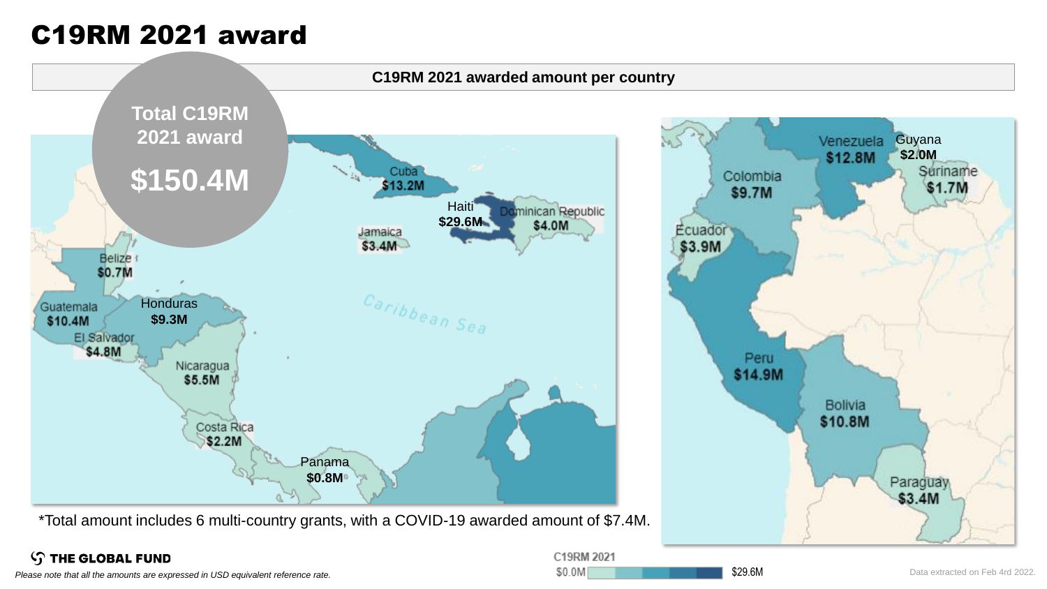# C19RM 2021 award

**C19RM 2021 awarded amount per country**

**Total C19RM 2021 award**

**$150.4M**

| Country | C19RM 2021 awarded amount |
| --- | --- |
| Cuba | $13.2M |
| Haiti | $29.6M |
| Dominican Republic | $4.0M |
| Jamaica | $3.4M |
| Belize | $0.7M |
| Guatemala | $10.4M |
| Honduras | $9.3M |
| El Salvador | $4.8M |
| Nicaragua | $5.5M |
| Costa Rica | $2.2M |
| Panama | $0.8M |
| Venezuela | $12.8M |
| Guyana | $2.0M |
| Suriname | $1.7M |
| Colombia | $9.7M |
| Ecuador | $3.9M |
| Peru | $14.9M |
| Bolivia | $10.8M |
| Paraguay | $3.4M |

*Total amount includes 6 multi-country grants, with a COVID-19 awarded amount of $7.4M.

C19RM 2021: $0.0M – $29.6M

THE GLOBAL FUND

*Please note that all the amounts are expressed in USD equivalent reference rate.*

Data extracted on Feb 4rd 2022.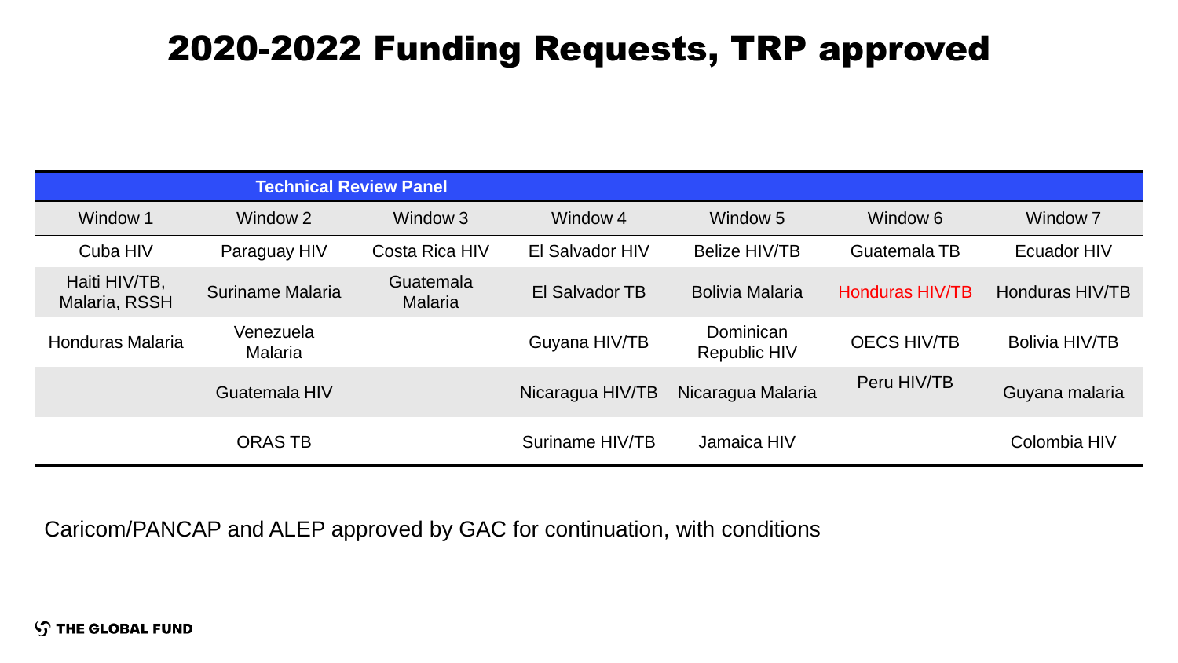# 2020-2022 Funding Requests, TRP approved

| Technical Review Panel | | | | | | |
|---|---|---|---|---|---|---|
| Window 1 | Window 2 | Window 3 | Window 4 | Window 5 | Window 6 | Window 7 |
| Cuba HIV | Paraguay HIV | Costa Rica HIV | El Salvador HIV | Belize HIV/TB | Guatemala TB | Ecuador HIV |
| Haiti HIV/TB, Malaria, RSSH | Suriname Malaria | Guatemala Malaria | El Salvador TB | Bolivia Malaria | Honduras HIV/TB | Honduras HIV/TB |
| Honduras Malaria | Venezuela Malaria | | Guyana HIV/TB | Dominican Republic HIV | OECS HIV/TB | Bolivia HIV/TB |
| | Guatemala HIV | | Nicaragua HIV/TB | Nicaragua Malaria | Peru HIV/TB | Guyana malaria |
| | ORAS TB | | Suriname HIV/TB | Jamaica HIV | | Colombia HIV |

Caricom/PANCAP and ALEP approved by GAC for continuation, with conditions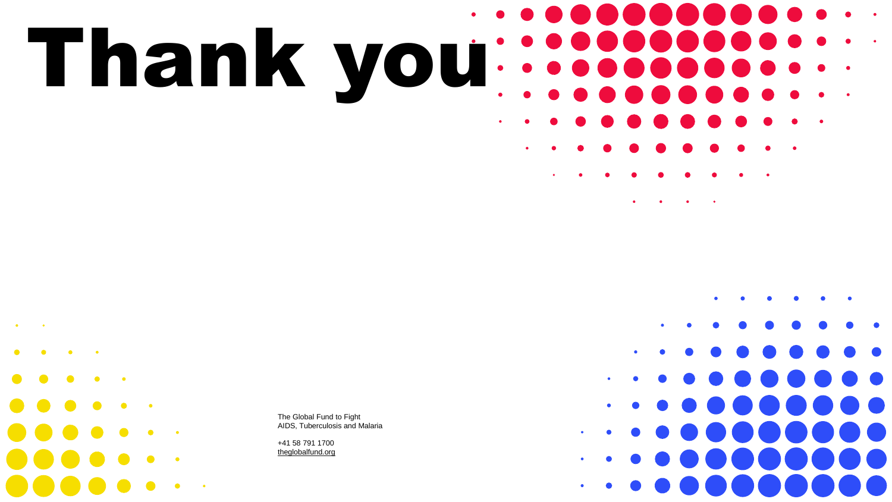# Thank you

The Global Fund to Fight
AIDS, Tuberculosis and Malaria

+41 58 791 1700
theglobalfund.org